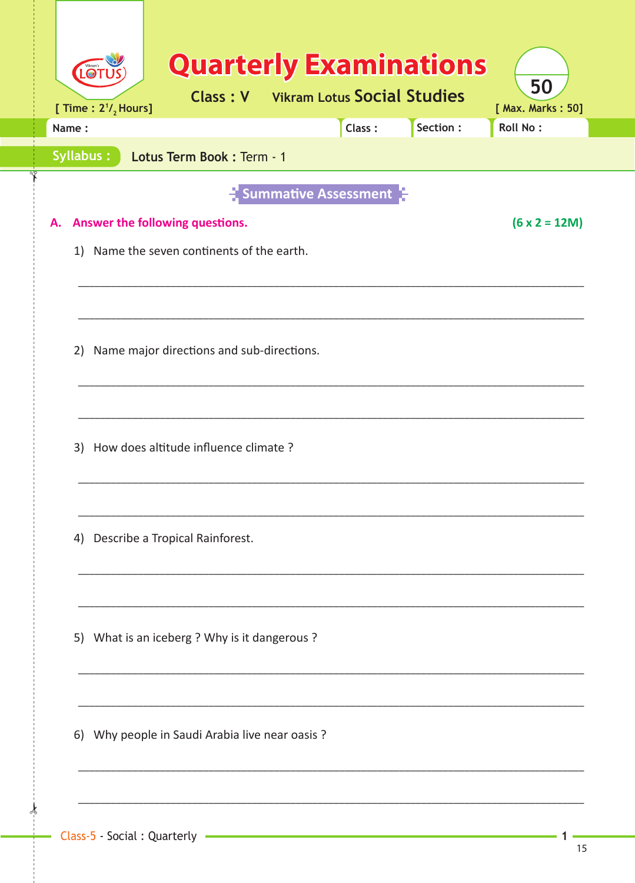# Quarterly Examinations

**Class : V** Vikram Lotus **Social Studies**

[ Time : $2^1/_2$ Hours] [ Max. Marks : 50]

Name : Class : Section : Roll No :

**Syllabus :** Lotus Term Book : Term - 1

## Summative Assessment

**A. Answer the following questions.** **(6 x 2 = 12M)**

1) Name the seven continents of the earth.

_______________________________________________________________________________

_______________________________________________________________________________

2) Name major directions and sub-directions.

_______________________________________________________________________________

_______________________________________________________________________________

3) How does altitude influence climate ?

_______________________________________________________________________________

_______________________________________________________________________________

4) Describe a Tropical Rainforest.

_______________________________________________________________________________

_______________________________________________________________________________

5) What is an iceberg ? Why is it dangerous ?

_______________________________________________________________________________

_______________________________________________________________________________

6) Why people in Saudi Arabia live near oasis ?

_______________________________________________________________________________

_______________________________________________________________________________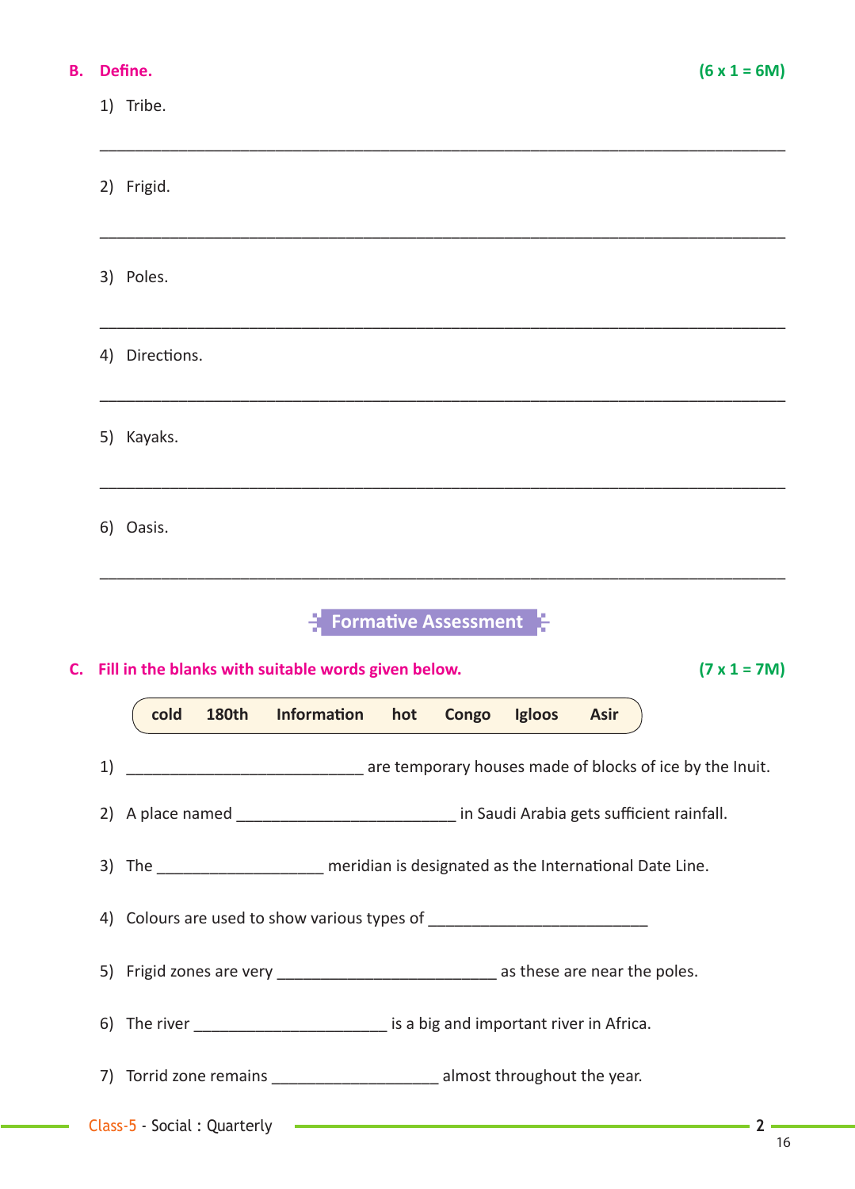**B. Define.** **(6 x 1 = 6M)**

1) Tribe.

_______________________________________________________________________________

2) Frigid.

_______________________________________________________________________________

3) Poles.

_______________________________________________________________________________

4) Directions.

_______________________________________________________________________________

5) Kayaks.

_______________________________________________________________________________

6) Oasis.

_______________________________________________________________________________

## Formative Assessment

**C. Fill in the blanks with suitable words given below.** **(7 x 1 = 7M)**

| cold | 180th | Information | hot | Congo | Igloos | Asir |
|---|---|---|---|---|---|---|

1) ___________________________ are temporary houses made of blocks of ice by the Inuit.

2) A place named _________________________ in Saudi Arabia gets sufficient rainfall.

3) The ___________________ meridian is designated as the International Date Line.

4) Colours are used to show various types of _________________________

5) Frigid zones are very _________________________ as these are near the poles.

6) The river ______________________ is a big and important river in Africa.

7) Torrid zone remains ___________________ almost throughout the year.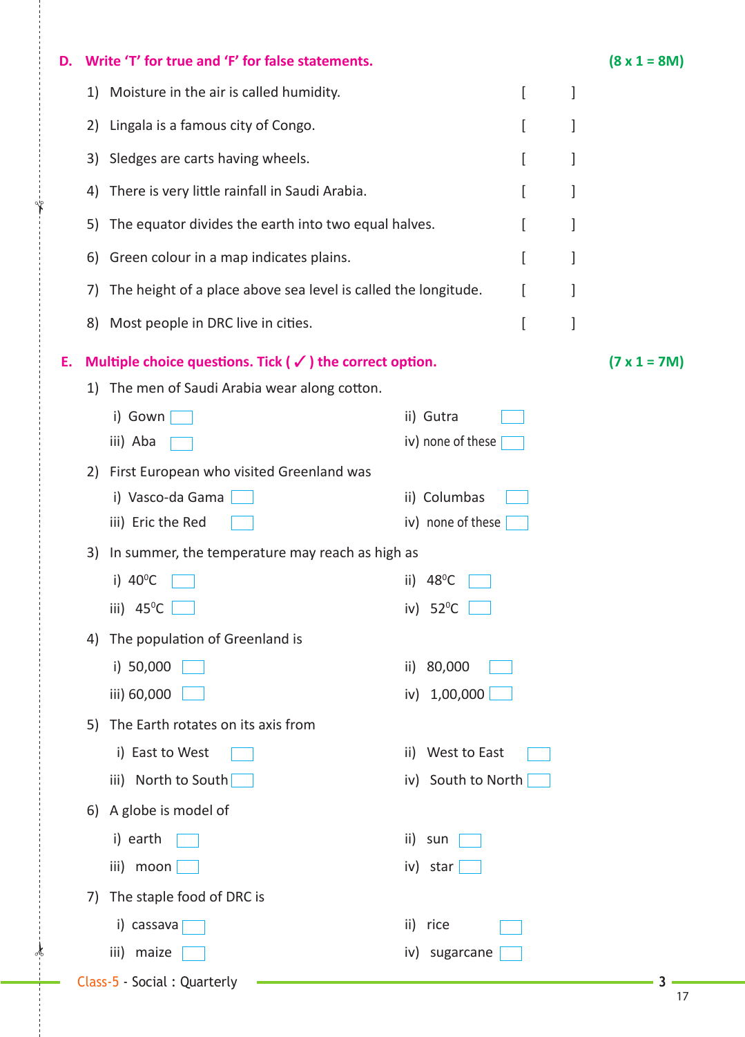## D. Write 'T' for true and 'F' for false statements. (8 x 1 = 8M)

1) Moisture in the air is called humidity. [ ]

2) Lingala is a famous city of Congo. [ ]

3) Sledges are carts having wheels. [ ]

4) There is very little rainfall in Saudi Arabia. [ ]

5) The equator divides the earth into two equal halves. [ ]

6) Green colour in a map indicates plains. [ ]

7) The height of a place above sea level is called the longitude. [ ]

8) Most people in DRC live in cities. [ ]

## E. Multiple choice questions. Tick ( ✓ ) the correct option. (7 x 1 = 7M)

1) The men of Saudi Arabia wear along cotton.

   i) Gown ☐ ii) Gutra ☐
   iii) Aba ☐ iv) none of these ☐

2) First European who visited Greenland was

   i) Vasco-da Gama ☐ ii) Columbas ☐
   iii) Eric the Red ☐ iv) none of these ☐

3) In summer, the temperature may reach as high as

   i) $40^0$C ☐ ii) $48^0$C ☐
   iii) $45^0$C ☐ iv) $52^0$C ☐

4) The population of Greenland is

   i) 50,000 ☐ ii) 80,000 ☐
   iii) 60,000 ☐ iv) 1,00,000 ☐

5) The Earth rotates on its axis from

   i) East to West ☐ ii) West to East ☐
   iii) North to South ☐ iv) South to North ☐

6) A globe is model of

   i) earth ☐ ii) sun ☐
   iii) moon ☐ iv) star ☐

7) The staple food of DRC is

   i) cassava ☐ ii) rice ☐
   iii) maize ☐ iv) sugarcane ☐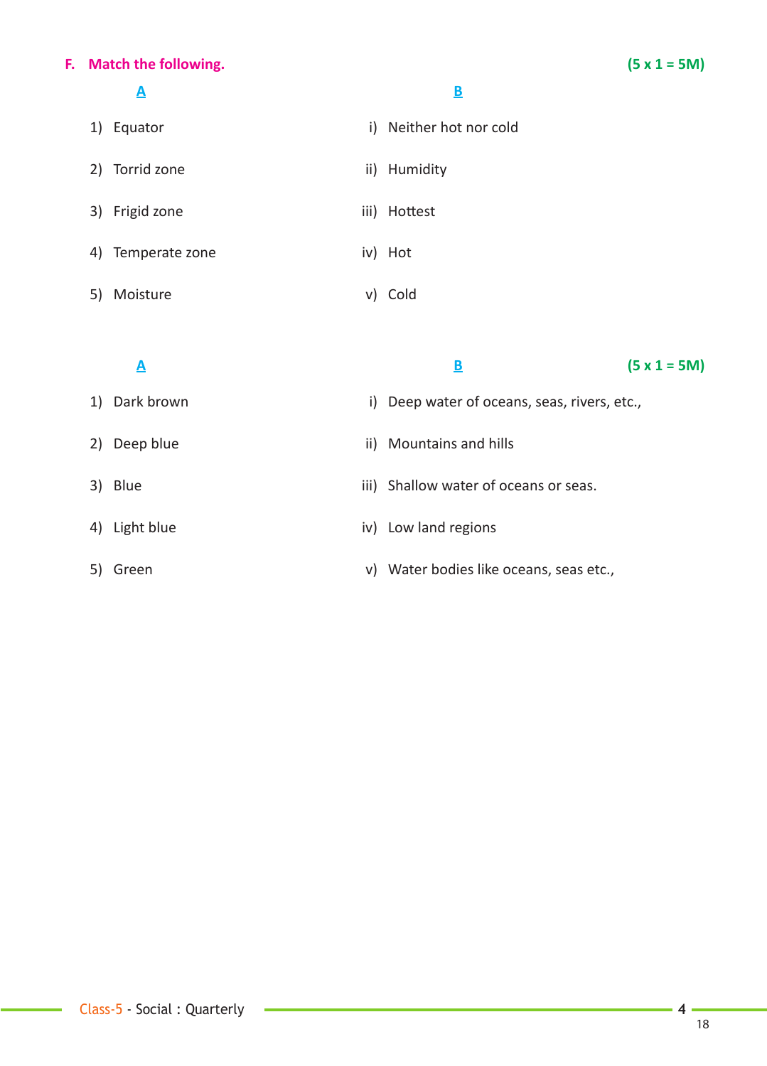## F. Match the following. (5 x 1 = 5M)

| A | B |
|---|---|
| 1) Equator | i) Neither hot nor cold |
| 2) Torrid zone | ii) Humidity |
| 3) Frigid zone | iii) Hottest |
| 4) Temperate zone | iv) Hot |
| 5) Moisture | v) Cold |

(5 x 1 = 5M)

| A | B |
|---|---|
| 1) Dark brown | i) Deep water of oceans, seas, rivers, etc., |
| 2) Deep blue | ii) Mountains and hills |
| 3) Blue | iii) Shallow water of oceans or seas. |
| 4) Light blue | iv) Low land regions |
| 5) Green | v) Water bodies like oceans, seas etc., |